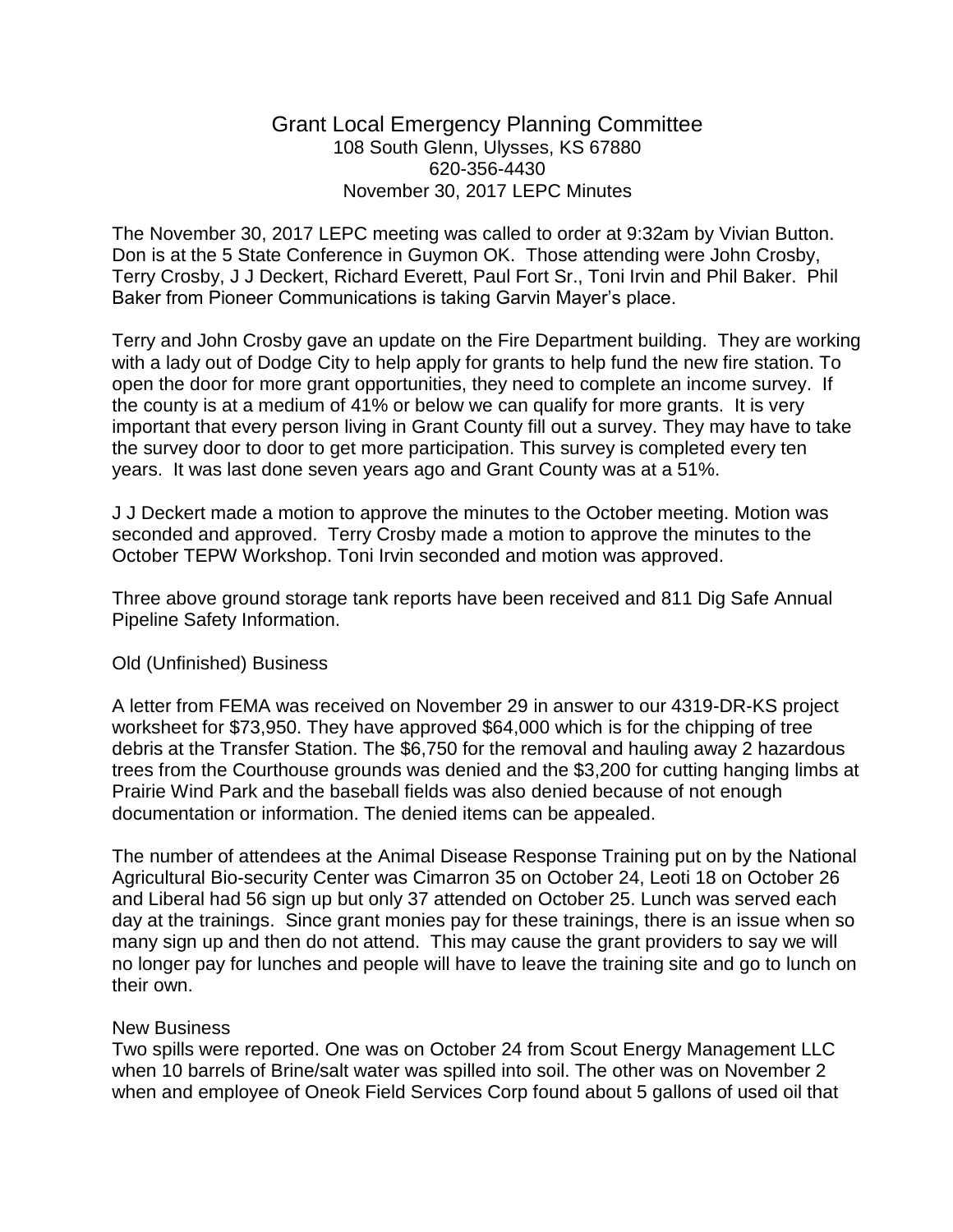# Grant Local Emergency Planning Committee

108 South Glenn, Ulysses, KS 67880
620-356-4430
November 30, 2017 LEPC Minutes

The November 30, 2017 LEPC meeting was called to order at 9:32am by Vivian Button. Don is at the 5 State Conference in Guymon OK. Those attending were John Crosby, Terry Crosby, J J Deckert, Richard Everett, Paul Fort Sr., Toni Irvin and Phil Baker. Phil Baker from Pioneer Communications is taking Garvin Mayer's place.

Terry and John Crosby gave an update on the Fire Department building. They are working with a lady out of Dodge City to help apply for grants to help fund the new fire station. To open the door for more grant opportunities, they need to complete an income survey. If the county is at a medium of 41% or below we can qualify for more grants. It is very important that every person living in Grant County fill out a survey. They may have to take the survey door to door to get more participation. This survey is completed every ten years. It was last done seven years ago and Grant County was at a 51%.

J J Deckert made a motion to approve the minutes to the October meeting. Motion was seconded and approved. Terry Crosby made a motion to approve the minutes to the October TEPW Workshop. Toni Irvin seconded and motion was approved.

Three above ground storage tank reports have been received and 811 Dig Safe Annual Pipeline Safety Information.

Old (Unfinished) Business

A letter from FEMA was received on November 29 in answer to our 4319-DR-KS project worksheet for $73,950. They have approved $64,000 which is for the chipping of tree debris at the Transfer Station. The $6,750 for the removal and hauling away 2 hazardous trees from the Courthouse grounds was denied and the $3,200 for cutting hanging limbs at Prairie Wind Park and the baseball fields was also denied because of not enough documentation or information. The denied items can be appealed.

The number of attendees at the Animal Disease Response Training put on by the National Agricultural Bio-security Center was Cimarron 35 on October 24, Leoti 18 on October 26 and Liberal had 56 sign up but only 37 attended on October 25. Lunch was served each day at the trainings. Since grant monies pay for these trainings, there is an issue when so many sign up and then do not attend. This may cause the grant providers to say we will no longer pay for lunches and people will have to leave the training site and go to lunch on their own.

New Business

Two spills were reported. One was on October 24 from Scout Energy Management LLC when 10 barrels of Brine/salt water was spilled into soil. The other was on November 2 when and employee of Oneok Field Services Corp found about 5 gallons of used oil that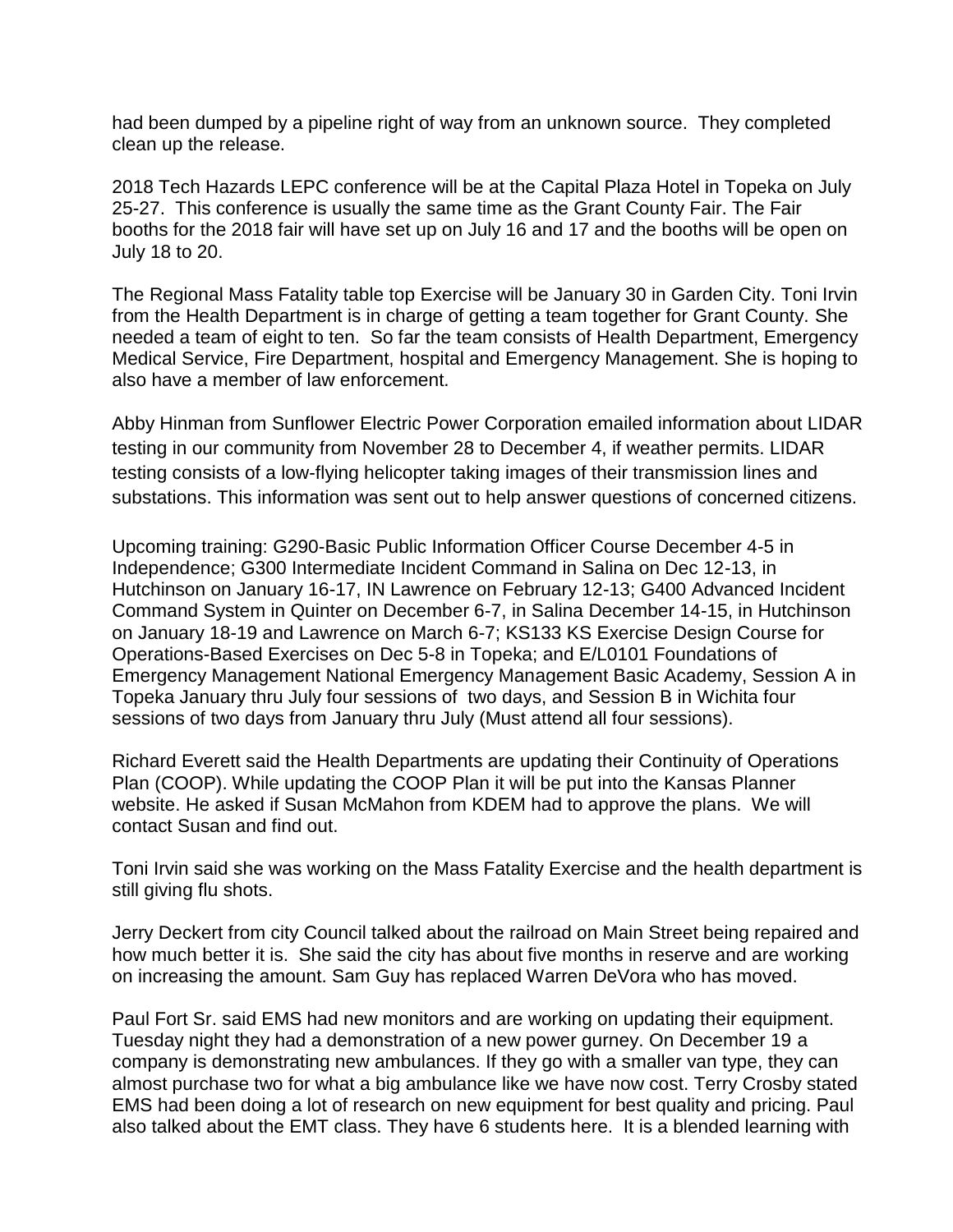had been dumped by a pipeline right of way from an unknown source. They completed clean up the release.

2018 Tech Hazards LEPC conference will be at the Capital Plaza Hotel in Topeka on July 25-27. This conference is usually the same time as the Grant County Fair. The Fair booths for the 2018 fair will have set up on July 16 and 17 and the booths will be open on July 18 to 20.

The Regional Mass Fatality table top Exercise will be January 30 in Garden City. Toni Irvin from the Health Department is in charge of getting a team together for Grant County. She needed a team of eight to ten. So far the team consists of Health Department, Emergency Medical Service, Fire Department, hospital and Emergency Management. She is hoping to also have a member of law enforcement.

Abby Hinman from Sunflower Electric Power Corporation emailed information about LIDAR testing in our community from November 28 to December 4, if weather permits. LIDAR testing consists of a low-flying helicopter taking images of their transmission lines and substations. This information was sent out to help answer questions of concerned citizens.

Upcoming training: G290-Basic Public Information Officer Course December 4-5 in Independence; G300 Intermediate Incident Command in Salina on Dec 12-13, in Hutchinson on January 16-17, IN Lawrence on February 12-13; G400 Advanced Incident Command System in Quinter on December 6-7, in Salina December 14-15, in Hutchinson on January 18-19 and Lawrence on March 6-7; KS133 KS Exercise Design Course for Operations-Based Exercises on Dec 5-8 in Topeka; and E/L0101 Foundations of Emergency Management National Emergency Management Basic Academy, Session A in Topeka January thru July four sessions of two days, and Session B in Wichita four sessions of two days from January thru July (Must attend all four sessions).

Richard Everett said the Health Departments are updating their Continuity of Operations Plan (COOP). While updating the COOP Plan it will be put into the Kansas Planner website. He asked if Susan McMahon from KDEM had to approve the plans. We will contact Susan and find out.

Toni Irvin said she was working on the Mass Fatality Exercise and the health department is still giving flu shots.

Jerry Deckert from city Council talked about the railroad on Main Street being repaired and how much better it is. She said the city has about five months in reserve and are working on increasing the amount. Sam Guy has replaced Warren DeVora who has moved.

Paul Fort Sr. said EMS had new monitors and are working on updating their equipment. Tuesday night they had a demonstration of a new power gurney. On December 19 a company is demonstrating new ambulances. If they go with a smaller van type, they can almost purchase two for what a big ambulance like we have now cost. Terry Crosby stated EMS had been doing a lot of research on new equipment for best quality and pricing. Paul also talked about the EMT class. They have 6 students here. It is a blended learning with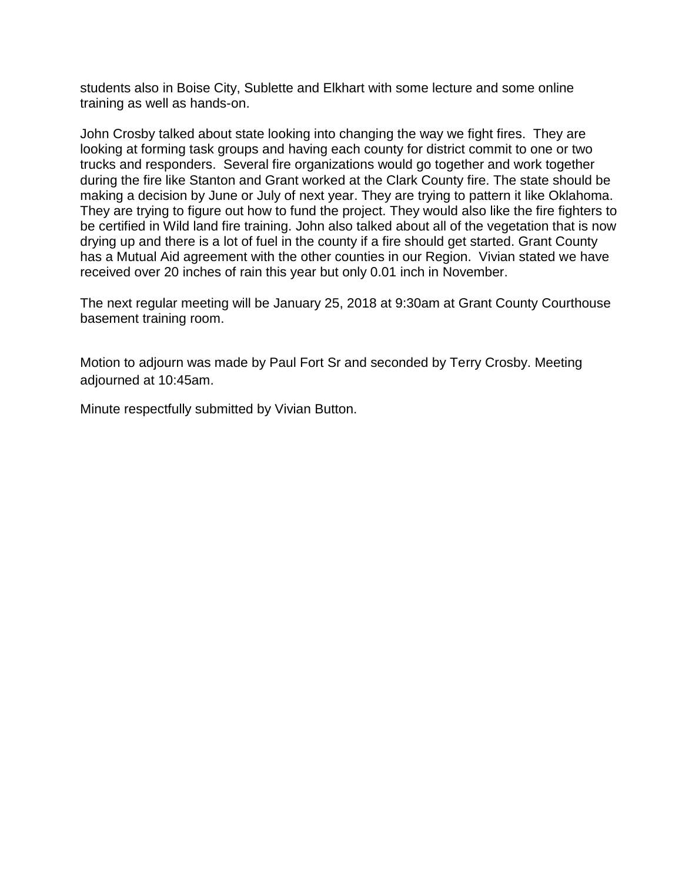students also in Boise City, Sublette and Elkhart with some lecture and some online training as well as hands-on.

John Crosby talked about state looking into changing the way we fight fires. They are looking at forming task groups and having each county for district commit to one or two trucks and responders. Several fire organizations would go together and work together during the fire like Stanton and Grant worked at the Clark County fire. The state should be making a decision by June or July of next year. They are trying to pattern it like Oklahoma. They are trying to figure out how to fund the project. They would also like the fire fighters to be certified in Wild land fire training. John also talked about all of the vegetation that is now drying up and there is a lot of fuel in the county if a fire should get started. Grant County has a Mutual Aid agreement with the other counties in our Region. Vivian stated we have received over 20 inches of rain this year but only 0.01 inch in November.

The next regular meeting will be January 25, 2018 at 9:30am at Grant County Courthouse basement training room.

Motion to adjourn was made by Paul Fort Sr and seconded by Terry Crosby. Meeting adjourned at 10:45am.

Minute respectfully submitted by Vivian Button.